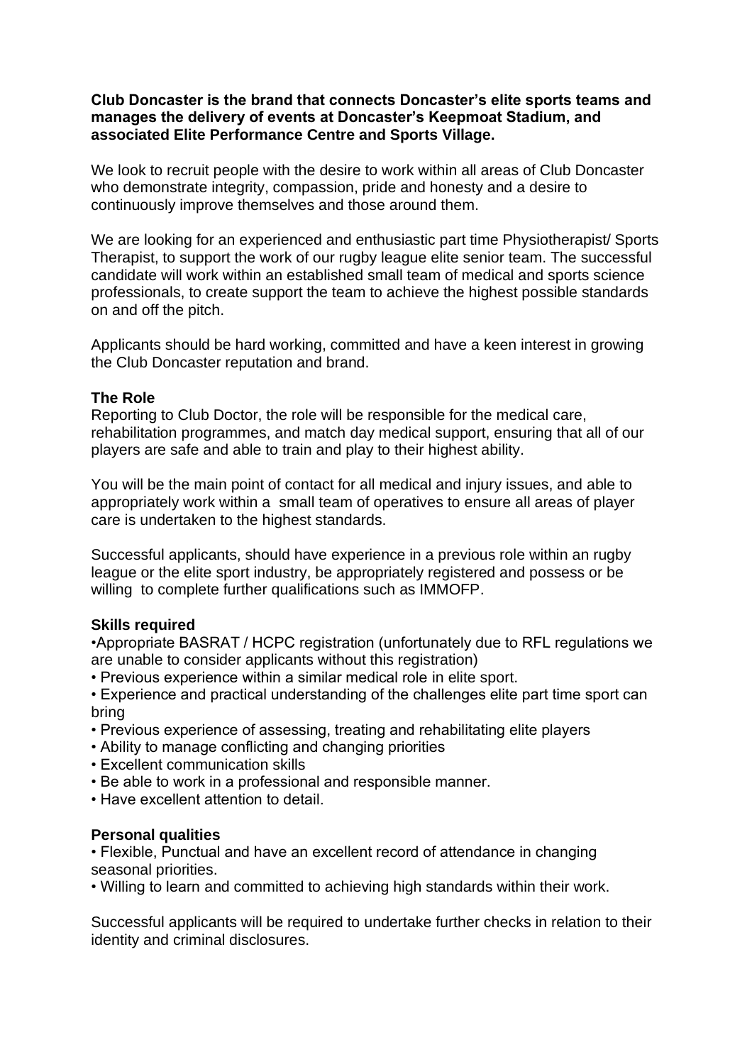**Club Doncaster is the brand that connects Doncaster's elite sports teams and manages the delivery of events at Doncaster's Keepmoat Stadium, and associated Elite Performance Centre and Sports Village.**

We look to recruit people with the desire to work within all areas of Club Doncaster who demonstrate integrity, compassion, pride and honesty and a desire to continuously improve themselves and those around them.

We are looking for an experienced and enthusiastic part time Physiotherapist/ Sports Therapist, to support the work of our rugby league elite senior team. The successful candidate will work within an established small team of medical and sports science professionals, to create support the team to achieve the highest possible standards on and off the pitch.

Applicants should be hard working, committed and have a keen interest in growing the Club Doncaster reputation and brand.

**The Role**

Reporting to Club Doctor, the role will be responsible for the medical care, rehabilitation programmes, and match day medical support, ensuring that all of our players are safe and able to train and play to their highest ability.

You will be the main point of contact for all medical and injury issues, and able to appropriately work within a small team of operatives to ensure all areas of player care is undertaken to the highest standards.

Successful applicants, should have experience in a previous role within an rugby league or the elite sport industry, be appropriately registered and possess or be willing to complete further qualifications such as IMMOFP.

**Skills required**

- Appropriate BASRAT / HCPC registration (unfortunately due to RFL regulations we are unable to consider applicants without this registration)
- Previous experience within a similar medical role in elite sport.
- Experience and practical understanding of the challenges elite part time sport can bring
- Previous experience of assessing, treating and rehabilitating elite players
- Ability to manage conflicting and changing priorities
- Excellent communication skills
- Be able to work in a professional and responsible manner.
- Have excellent attention to detail.

**Personal qualities**

- Flexible, Punctual and have an excellent record of attendance in changing seasonal priorities.
- Willing to learn and committed to achieving high standards within their work.

Successful applicants will be required to undertake further checks in relation to their identity and criminal disclosures.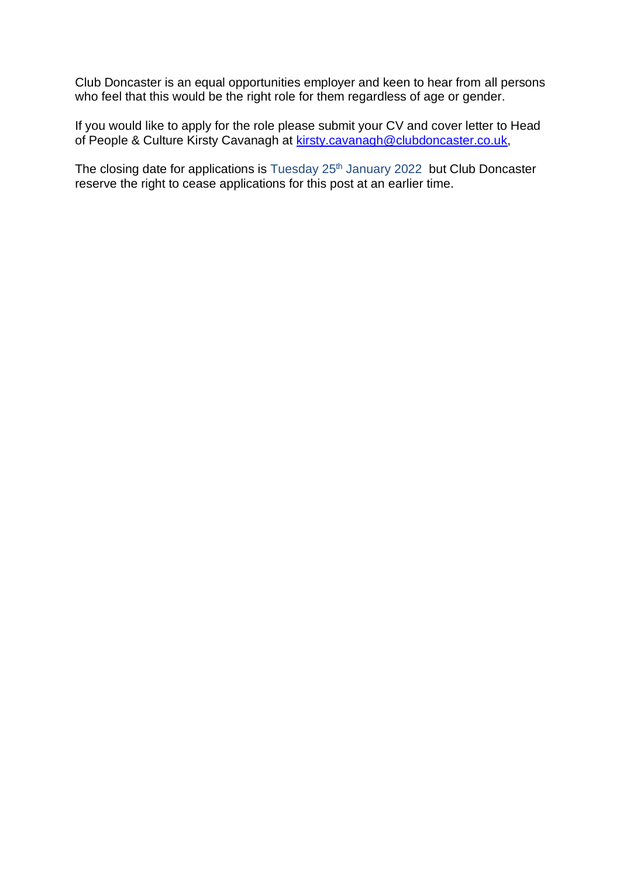Club Doncaster is an equal opportunities employer and keen to hear from all persons who feel that this would be the right role for them regardless of age or gender.

If you would like to apply for the role please submit your CV and cover letter to Head of People & Culture Kirsty Cavanagh at kirsty.cavanagh@clubdoncaster.co.uk,

The closing date for applications is Tuesday 25th January 2022 but Club Doncaster reserve the right to cease applications for this post at an earlier time.